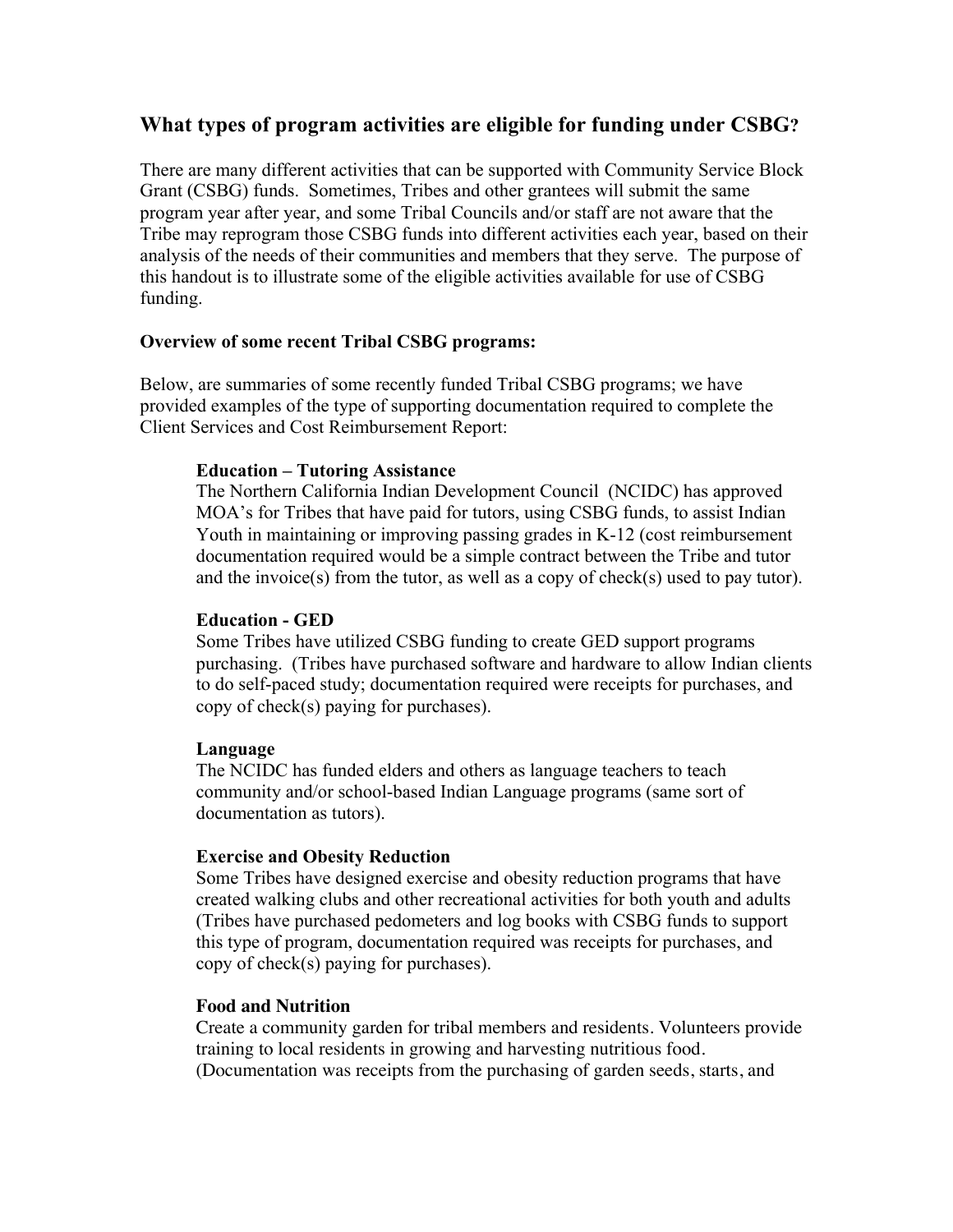## What types of program activities are eligible for funding under CSBG?

There are many different activities that can be supported with Community Service Block Grant (CSBG) funds. Sometimes, Tribes and other grantees will submit the same program year after year, and some Tribal Councils and/or staff are not aware that the Tribe may reprogram those CSBG funds into different activities each year, based on their analysis of the needs of their communities and members that they serve. The purpose of this handout is to illustrate some of the eligible activities available for use of CSBG funding.

**Overview of some recent Tribal CSBG programs:**

Below, are summaries of some recently funded Tribal CSBG programs; we have provided examples of the type of supporting documentation required to complete the Client Services and Cost Reimbursement Report:

**Education – Tutoring Assistance**
The Northern California Indian Development Council (NCIDC) has approved MOA's for Tribes that have paid for tutors, using CSBG funds, to assist Indian Youth in maintaining or improving passing grades in K-12 (cost reimbursement documentation required would be a simple contract between the Tribe and tutor and the invoice(s) from the tutor, as well as a copy of check(s) used to pay tutor).

**Education - GED**
Some Tribes have utilized CSBG funding to create GED support programs purchasing. (Tribes have purchased software and hardware to allow Indian clients to do self-paced study; documentation required were receipts for purchases, and copy of check(s) paying for purchases).

**Language**
The NCIDC has funded elders and others as language teachers to teach community and/or school-based Indian Language programs (same sort of documentation as tutors).

**Exercise and Obesity Reduction**
Some Tribes have designed exercise and obesity reduction programs that have created walking clubs and other recreational activities for both youth and adults (Tribes have purchased pedometers and log books with CSBG funds to support this type of program, documentation required was receipts for purchases, and copy of check(s) paying for purchases).

**Food and Nutrition**
Create a community garden for tribal members and residents. Volunteers provide training to local residents in growing and harvesting nutritious food. (Documentation was receipts from the purchasing of garden seeds, starts, and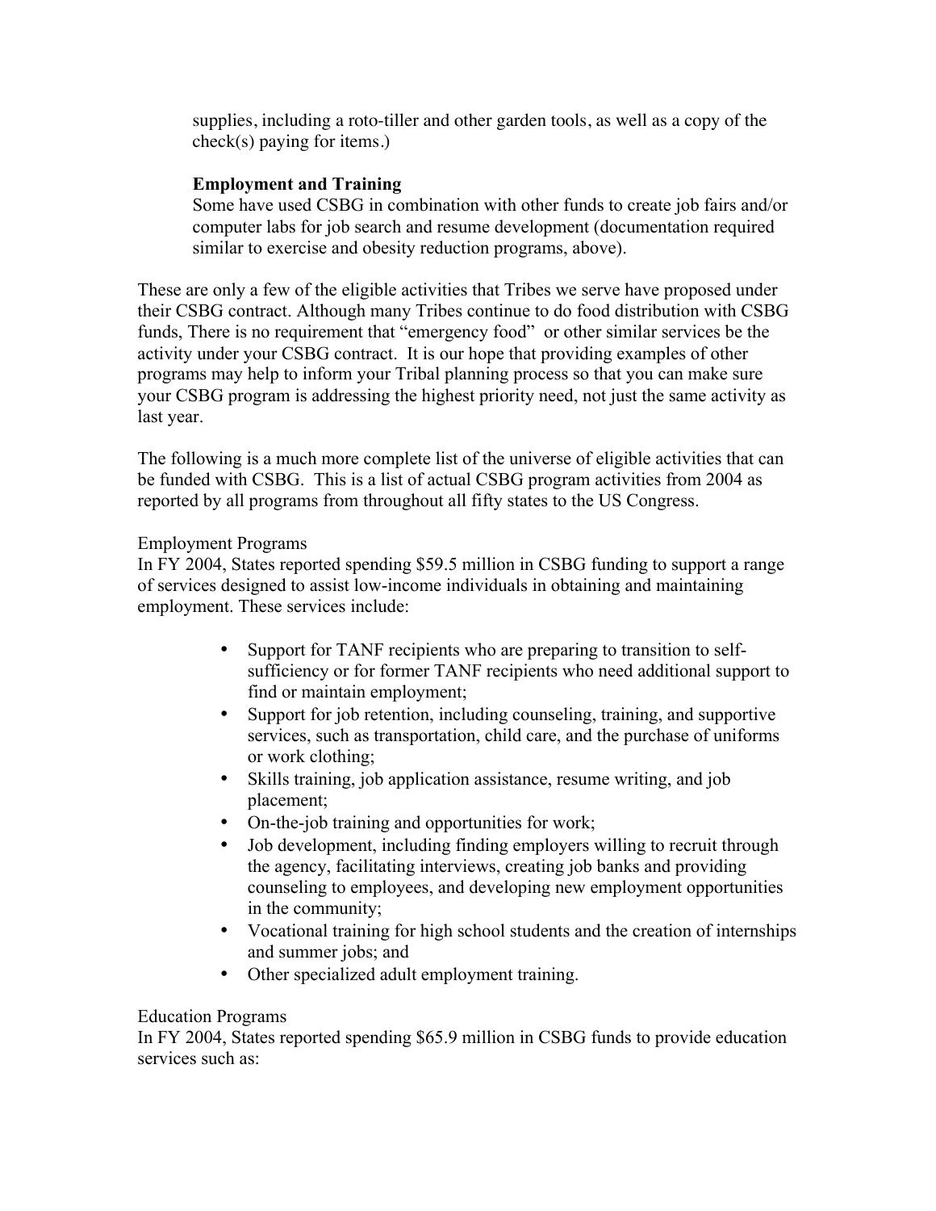supplies, including a roto-tiller and other garden tools, as well as a copy of the check(s) paying for items.)

**Employment and Training**

Some have used CSBG in combination with other funds to create job fairs and/or computer labs for job search and resume development (documentation required similar to exercise and obesity reduction programs, above).

These are only a few of the eligible activities that Tribes we serve have proposed under their CSBG contract. Although many Tribes continue to do food distribution with CSBG funds, There is no requirement that "emergency food" or other similar services be the activity under your CSBG contract. It is our hope that providing examples of other programs may help to inform your Tribal planning process so that you can make sure your CSBG program is addressing the highest priority need, not just the same activity as last year.

The following is a much more complete list of the universe of eligible activities that can be funded with CSBG. This is a list of actual CSBG program activities from 2004 as reported by all programs from throughout all fifty states to the US Congress.

Employment Programs

In FY 2004, States reported spending $59.5 million in CSBG funding to support a range of services designed to assist low-income individuals in obtaining and maintaining employment. These services include:

- Support for TANF recipients who are preparing to transition to self-sufficiency or for former TANF recipients who need additional support to find or maintain employment;
- Support for job retention, including counseling, training, and supportive services, such as transportation, child care, and the purchase of uniforms or work clothing;
- Skills training, job application assistance, resume writing, and job placement;
- On-the-job training and opportunities for work;
- Job development, including finding employers willing to recruit through the agency, facilitating interviews, creating job banks and providing counseling to employees, and developing new employment opportunities in the community;
- Vocational training for high school students and the creation of internships and summer jobs; and
- Other specialized adult employment training.

Education Programs

In FY 2004, States reported spending $65.9 million in CSBG funds to provide education services such as: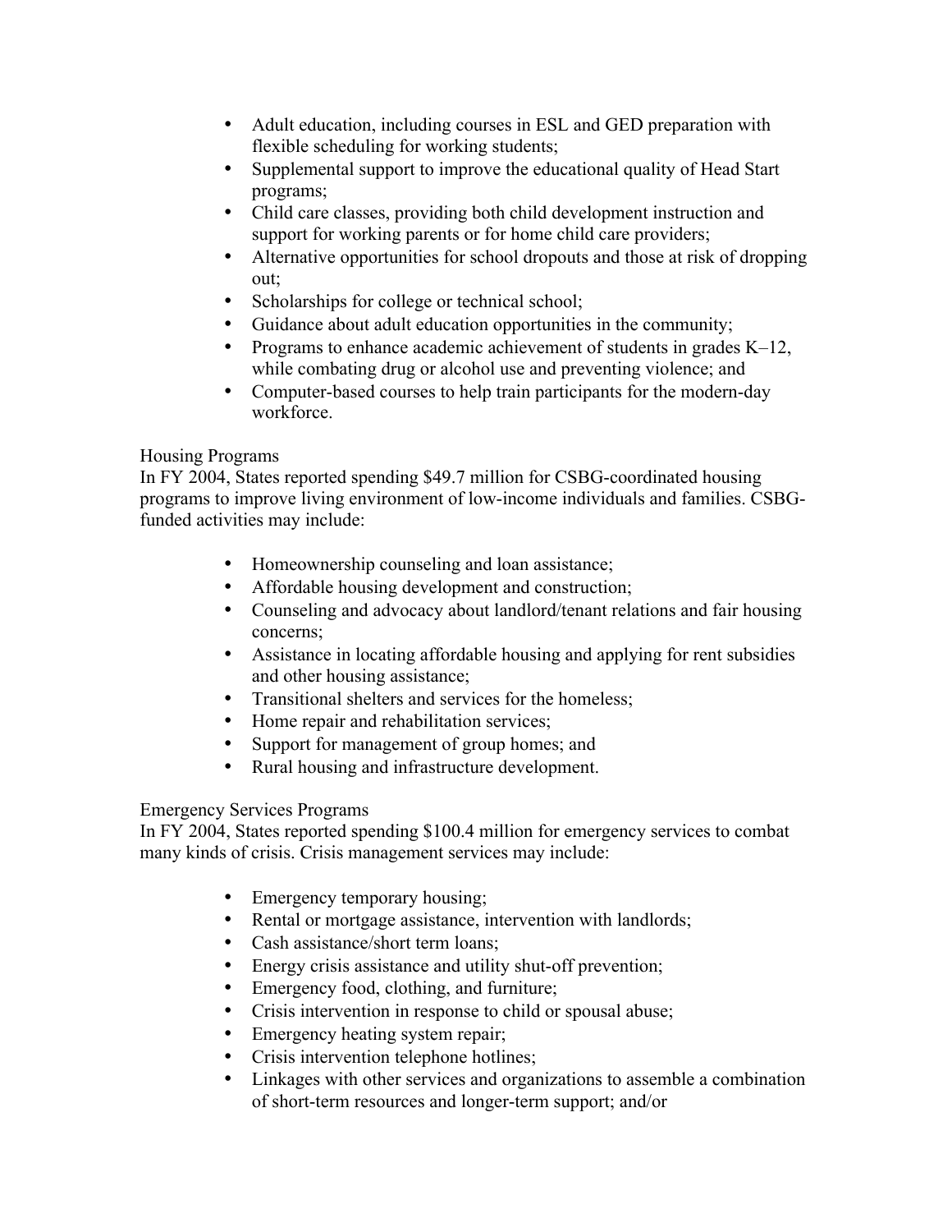- Adult education, including courses in ESL and GED preparation with flexible scheduling for working students;
- Supplemental support to improve the educational quality of Head Start programs;
- Child care classes, providing both child development instruction and support for working parents or for home child care providers;
- Alternative opportunities for school dropouts and those at risk of dropping out;
- Scholarships for college or technical school;
- Guidance about adult education opportunities in the community;
- Programs to enhance academic achievement of students in grades K–12, while combating drug or alcohol use and preventing violence; and
- Computer-based courses to help train participants for the modern-day workforce.

Housing Programs

In FY 2004, States reported spending $49.7 million for CSBG-coordinated housing programs to improve living environment of low-income individuals and families. CSBG-funded activities may include:

- Homeownership counseling and loan assistance;
- Affordable housing development and construction;
- Counseling and advocacy about landlord/tenant relations and fair housing concerns;
- Assistance in locating affordable housing and applying for rent subsidies and other housing assistance;
- Transitional shelters and services for the homeless;
- Home repair and rehabilitation services;
- Support for management of group homes; and
- Rural housing and infrastructure development.

Emergency Services Programs

In FY 2004, States reported spending $100.4 million for emergency services to combat many kinds of crisis. Crisis management services may include:

- Emergency temporary housing;
- Rental or mortgage assistance, intervention with landlords;
- Cash assistance/short term loans;
- Energy crisis assistance and utility shut-off prevention;
- Emergency food, clothing, and furniture;
- Crisis intervention in response to child or spousal abuse;
- Emergency heating system repair;
- Crisis intervention telephone hotlines;
- Linkages with other services and organizations to assemble a combination of short-term resources and longer-term support; and/or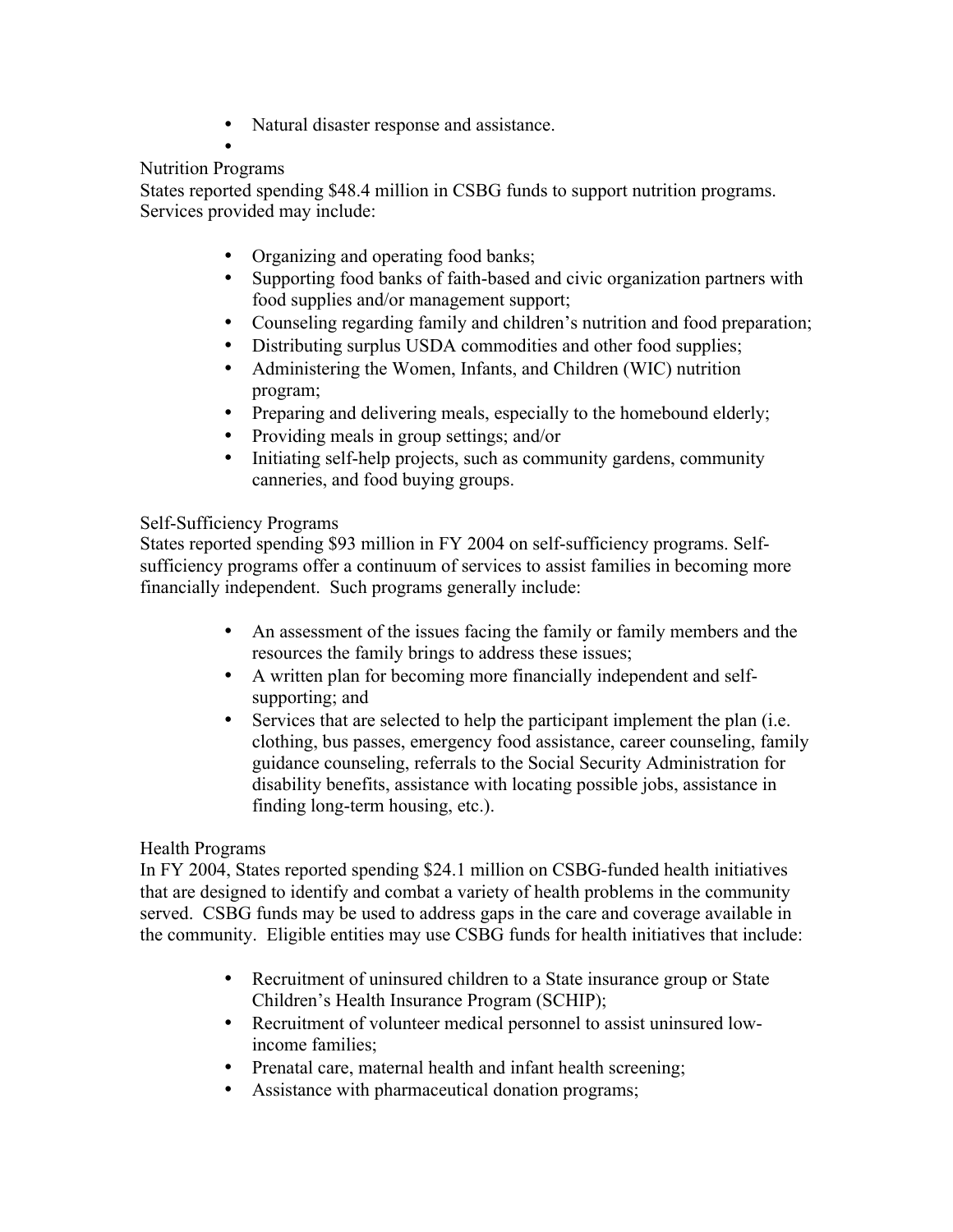- Natural disaster response and assistance.
- 

Nutrition Programs

States reported spending $48.4 million in CSBG funds to support nutrition programs. Services provided may include:

- Organizing and operating food banks;
- Supporting food banks of faith-based and civic organization partners with food supplies and/or management support;
- Counseling regarding family and children's nutrition and food preparation;
- Distributing surplus USDA commodities and other food supplies;
- Administering the Women, Infants, and Children (WIC) nutrition program;
- Preparing and delivering meals, especially to the homebound elderly;
- Providing meals in group settings; and/or
- Initiating self-help projects, such as community gardens, community canneries, and food buying groups.

Self-Sufficiency Programs

States reported spending $93 million in FY 2004 on self-sufficiency programs. Self-sufficiency programs offer a continuum of services to assist families in becoming more financially independent. Such programs generally include:

- An assessment of the issues facing the family or family members and the resources the family brings to address these issues;
- A written plan for becoming more financially independent and self-supporting; and
- Services that are selected to help the participant implement the plan (i.e. clothing, bus passes, emergency food assistance, career counseling, family guidance counseling, referrals to the Social Security Administration for disability benefits, assistance with locating possible jobs, assistance in finding long-term housing, etc.).

Health Programs

In FY 2004, States reported spending $24.1 million on CSBG-funded health initiatives that are designed to identify and combat a variety of health problems in the community served. CSBG funds may be used to address gaps in the care and coverage available in the community. Eligible entities may use CSBG funds for health initiatives that include:

- Recruitment of uninsured children to a State insurance group or State Children's Health Insurance Program (SCHIP);
- Recruitment of volunteer medical personnel to assist uninsured low-income families;
- Prenatal care, maternal health and infant health screening;
- Assistance with pharmaceutical donation programs;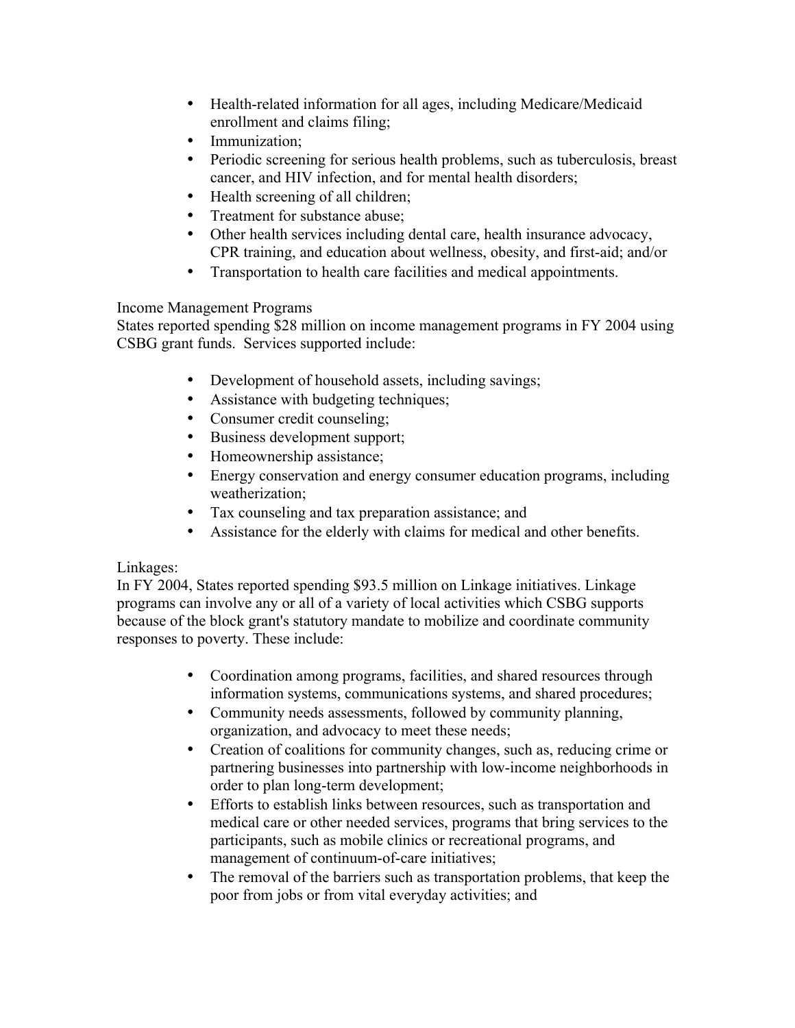- Health-related information for all ages, including Medicare/Medicaid enrollment and claims filing;
- Immunization;
- Periodic screening for serious health problems, such as tuberculosis, breast cancer, and HIV infection, and for mental health disorders;
- Health screening of all children;
- Treatment for substance abuse;
- Other health services including dental care, health insurance advocacy, CPR training, and education about wellness, obesity, and first-aid; and/or
- Transportation to health care facilities and medical appointments.

Income Management Programs

States reported spending $28 million on income management programs in FY 2004 using CSBG grant funds. Services supported include:

- Development of household assets, including savings;
- Assistance with budgeting techniques;
- Consumer credit counseling;
- Business development support;
- Homeownership assistance;
- Energy conservation and energy consumer education programs, including weatherization;
- Tax counseling and tax preparation assistance; and
- Assistance for the elderly with claims for medical and other benefits.

Linkages:

In FY 2004, States reported spending $93.5 million on Linkage initiatives. Linkage programs can involve any or all of a variety of local activities which CSBG supports because of the block grant's statutory mandate to mobilize and coordinate community responses to poverty. These include:

- Coordination among programs, facilities, and shared resources through information systems, communications systems, and shared procedures;
- Community needs assessments, followed by community planning, organization, and advocacy to meet these needs;
- Creation of coalitions for community changes, such as, reducing crime or partnering businesses into partnership with low-income neighborhoods in order to plan long-term development;
- Efforts to establish links between resources, such as transportation and medical care or other needed services, programs that bring services to the participants, such as mobile clinics or recreational programs, and management of continuum-of-care initiatives;
- The removal of the barriers such as transportation problems, that keep the poor from jobs or from vital everyday activities; and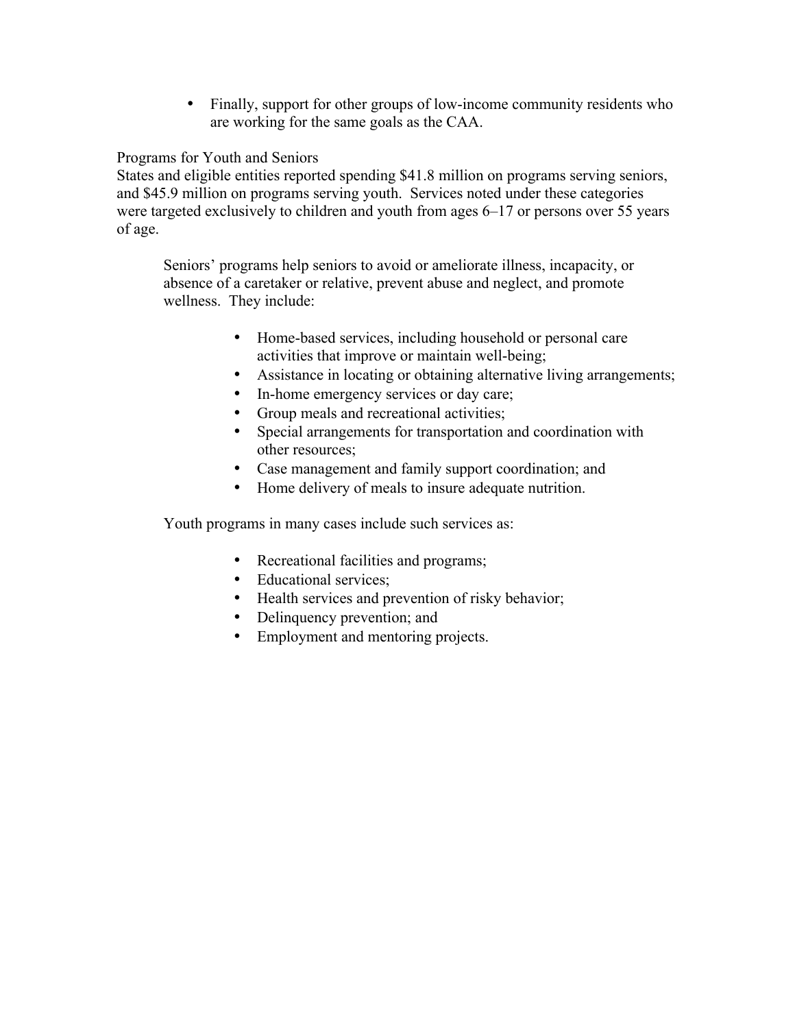- Finally, support for other groups of low-income community residents who are working for the same goals as the CAA.

## Programs for Youth and Seniors

States and eligible entities reported spending $41.8 million on programs serving seniors, and $45.9 million on programs serving youth. Services noted under these categories were targeted exclusively to children and youth from ages 6–17 or persons over 55 years of age.

Seniors' programs help seniors to avoid or ameliorate illness, incapacity, or absence of a caretaker or relative, prevent abuse and neglect, and promote wellness. They include:

- Home-based services, including household or personal care activities that improve or maintain well-being;
- Assistance in locating or obtaining alternative living arrangements;
- In-home emergency services or day care;
- Group meals and recreational activities;
- Special arrangements for transportation and coordination with other resources;
- Case management and family support coordination; and
- Home delivery of meals to insure adequate nutrition.

Youth programs in many cases include such services as:

- Recreational facilities and programs;
- Educational services;
- Health services and prevention of risky behavior;
- Delinquency prevention; and
- Employment and mentoring projects.